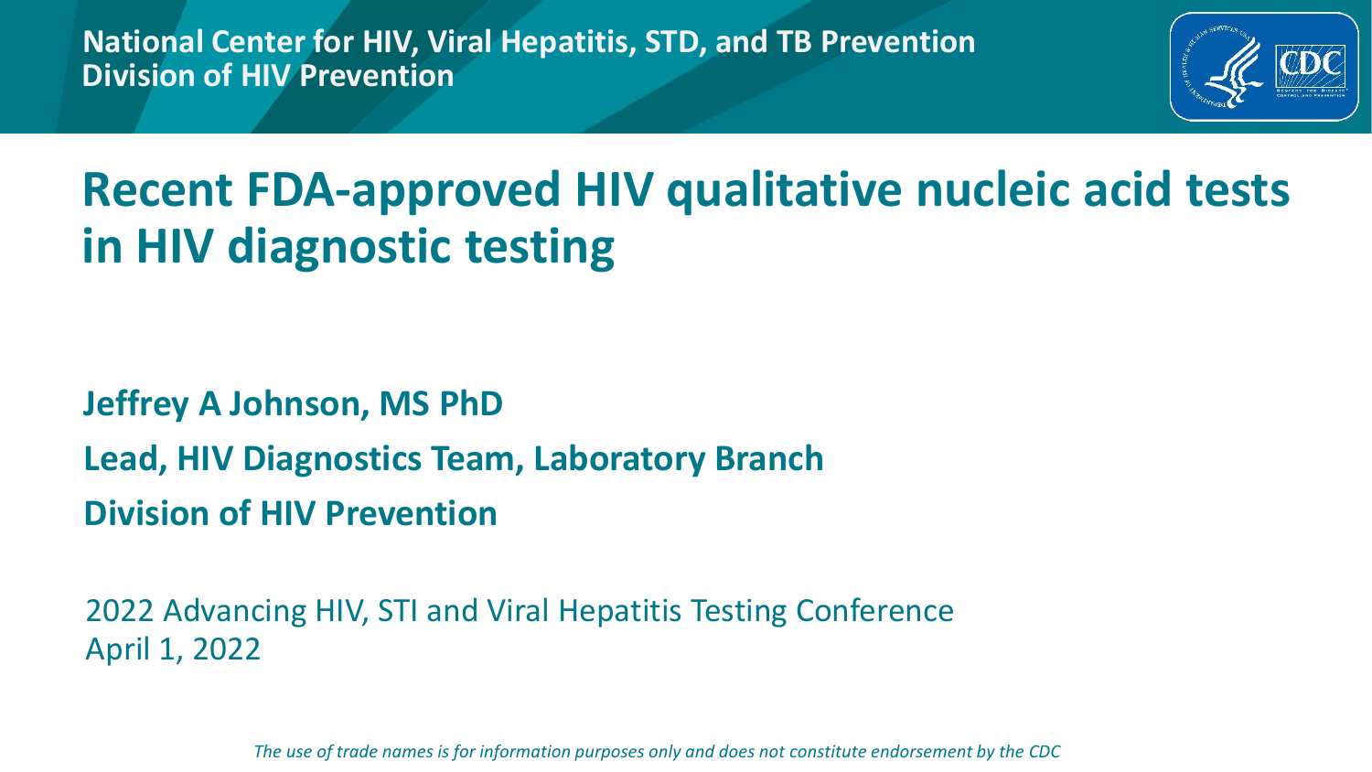National Center for HIV, Viral Hepatitis, STD, and TB Prevention
Division of HIV Prevention

# Recent FDA-approved HIV qualitative nucleic acid tests in HIV diagnostic testing

**Jeffrey A Johnson, MS PhD**

**Lead, HIV Diagnostics Team, Laboratory Branch**

**Division of HIV Prevention**

2022 Advancing HIV, STI and Viral Hepatitis Testing Conference
April 1, 2022

*The use of trade names is for information purposes only and does not constitute endorsement by the CDC*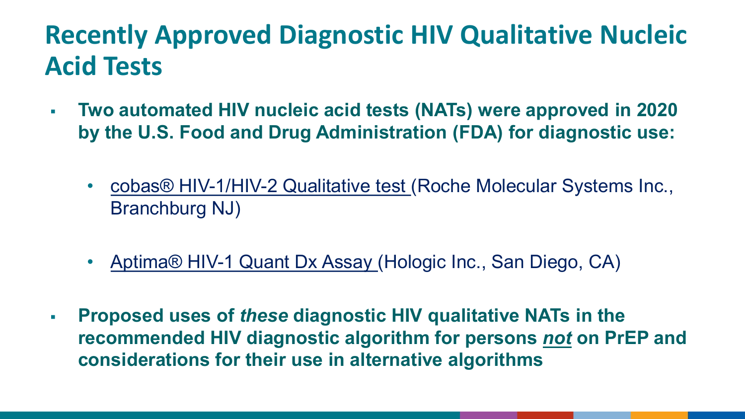# Recently Approved Diagnostic HIV Qualitative Nucleic Acid Tests

- **Two automated HIV nucleic acid tests (NATs) were approved in 2020 by the U.S. Food and Drug Administration (FDA) for diagnostic use:**
  - cobas® HIV-1/HIV-2 Qualitative test (Roche Molecular Systems Inc., Branchburg NJ)
  - Aptima® HIV-1 Quant Dx Assay (Hologic Inc., San Diego, CA)
- **Proposed uses of *these* diagnostic HIV qualitative NATs in the recommended HIV diagnostic algorithm for persons *not* on PrEP and considerations for their use in alternative algorithms**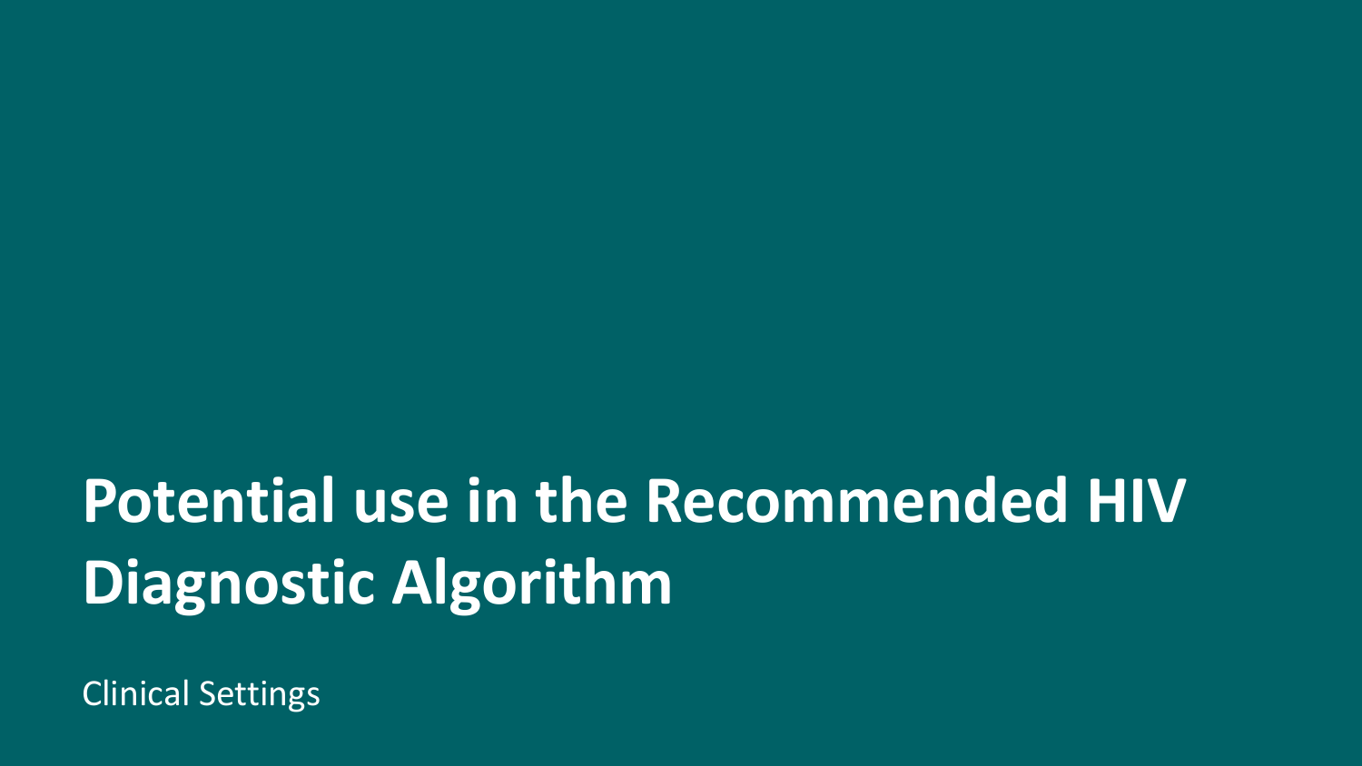# Potential use in the Recommended HIV Diagnostic Algorithm

Clinical Settings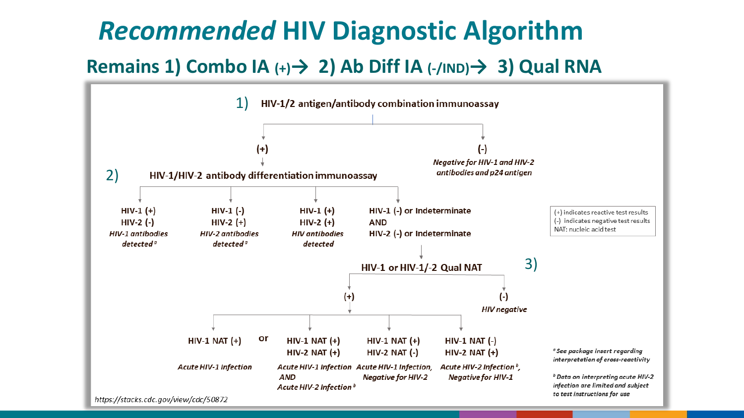# *Recommended* HIV Diagnostic Algorithm

## Remains 1) Combo IA (+)→ 2) Ab Diff IA (-/IND)→ 3) Qual RNA

1) **HIV-1/2 antigen/antibody combination immunoassay**

- **(+)** → 2) **HIV-1/HIV-2 antibody differentiation immunoassay**
  - **HIV-1 (+) HIV-2 (-)** — *HIV-1 antibodies detected* [a]
  - **HIV-1 (-) HIV-2 (+)** — *HIV-2 antibodies detected* [a]
  - **HIV-1 (+) HIV-2 (+)** — *HIV antibodies detected*
  - **HIV-1 (-) or Indeterminate AND HIV-2 (-) or Indeterminate** → 3) **HIV-1 or HIV-1/-2 Qual NAT**
    - **(+)**
      - **HIV-1 NAT (+)** — *Acute HIV-1 Infection*
      - or
      - **HIV-1 NAT (+) HIV-2 NAT (+)** — *Acute HIV-1 Infection AND Acute HIV-2 Infection* [b]
      - **HIV-1 NAT (+) HIV-2 NAT (-)** — *Acute HIV-1 Infection, Negative for HIV-2*
      - **HIV-1 NAT (-) HIV-2 NAT (+)** — *Acute HIV-2 Infection* [b]*, Negative for HIV-1*
    - **(-)** — *HIV negative*
- **(-)** — *Negative for HIV-1 and HIV-2 antibodies and p24 antigen*

(+) indicates reactive test results
(-) indicates negative test results
NAT: nucleic acid test

[a] *See package insert regarding interpretation of cross-reactivity*

[b] *Data on interpreting acute HIV-2 infection are limited and subject to test instructions for use*

*https://stacks.cdc.gov/view/cdc/50872*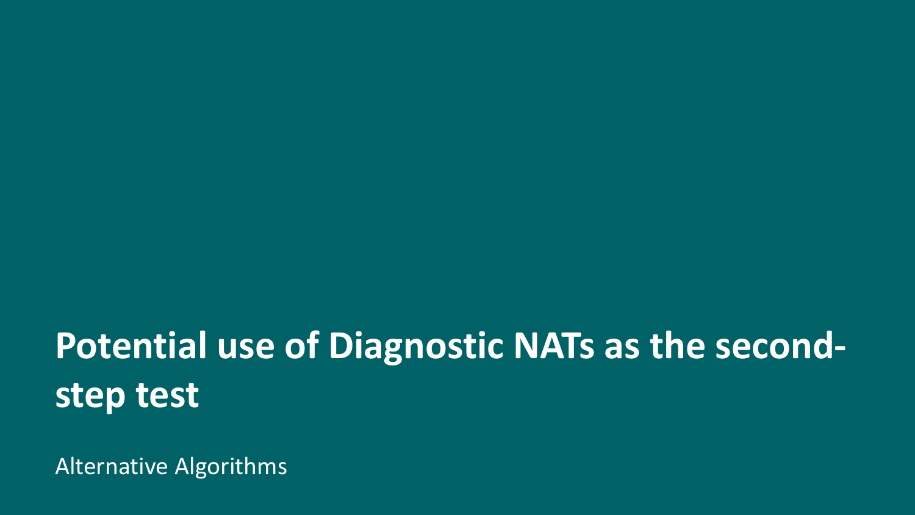# Potential use of Diagnostic NATs as the second-step test

Alternative Algorithms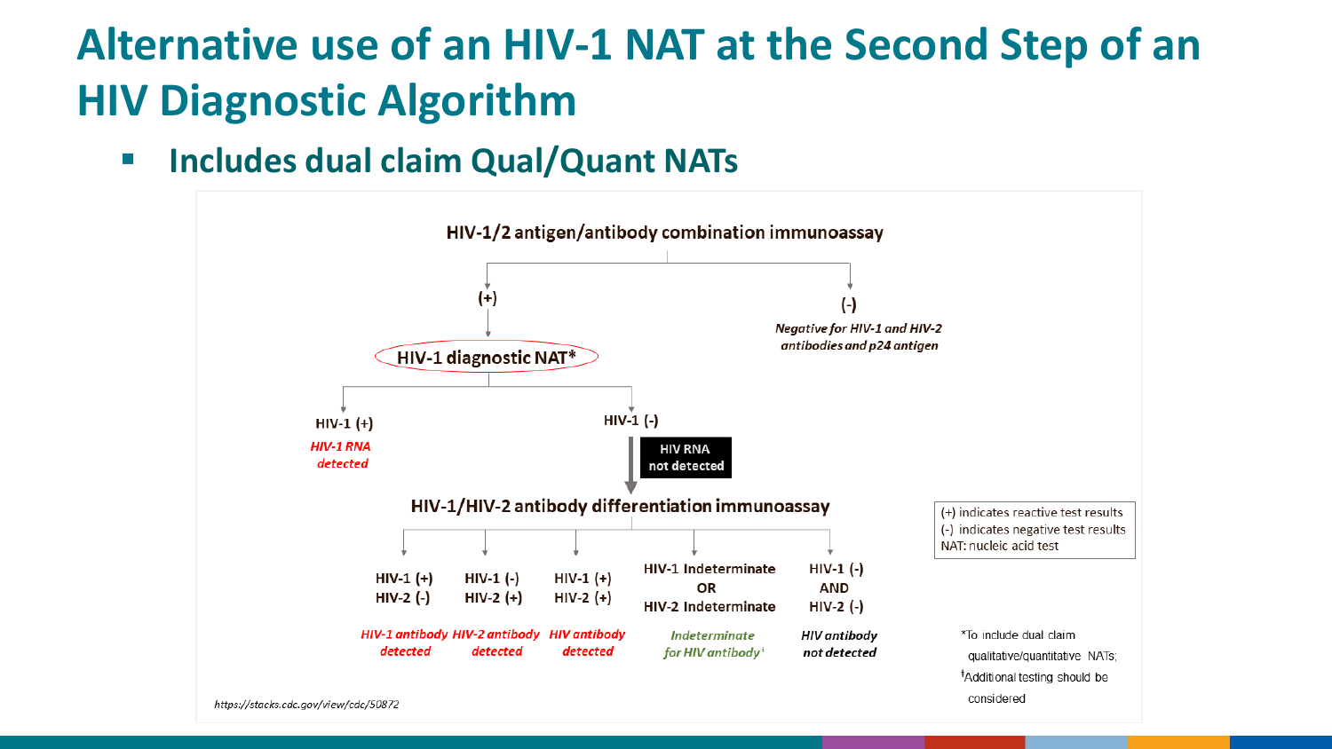# Alternative use of an HIV-1 NAT at the Second Step of an HIV Diagnostic Algorithm

- **Includes dual claim Qual/Quant NATs**

**HIV-1/2 antigen/antibody combination immunoassay**

- (+) → **HIV-1 diagnostic NAT***
  - HIV-1 (+) → *HIV-1 RNA detected*
  - HIV-1 (-) → HIV RNA not detected → **HIV-1/HIV-2 antibody differentiation immunoassay**
    - HIV-1 (+) HIV-2 (-) → *HIV-1 antibody detected*
    - HIV-1 (-) HIV-2 (+) → *HIV-2 antibody detected*
    - HIV-1 (+) HIV-2 (+) → *HIV antibody detected*
    - HIV-1 Indeterminate OR HIV-2 Indeterminate → *Indeterminate for HIV antibody*[‡]
    - HIV-1 (-) AND HIV-2 (-) → *HIV antibody not detected*
- (-) → *Negative for HIV-1 and HIV-2 antibodies and p24 antigen*

(+) indicates reactive test results
(-) indicates negative test results
NAT: nucleic acid test

*To include dual claim qualitative/quantitative NATs;
[‡]Additional testing should be considered

https://stacks.cdc.gov/view/cdc/50872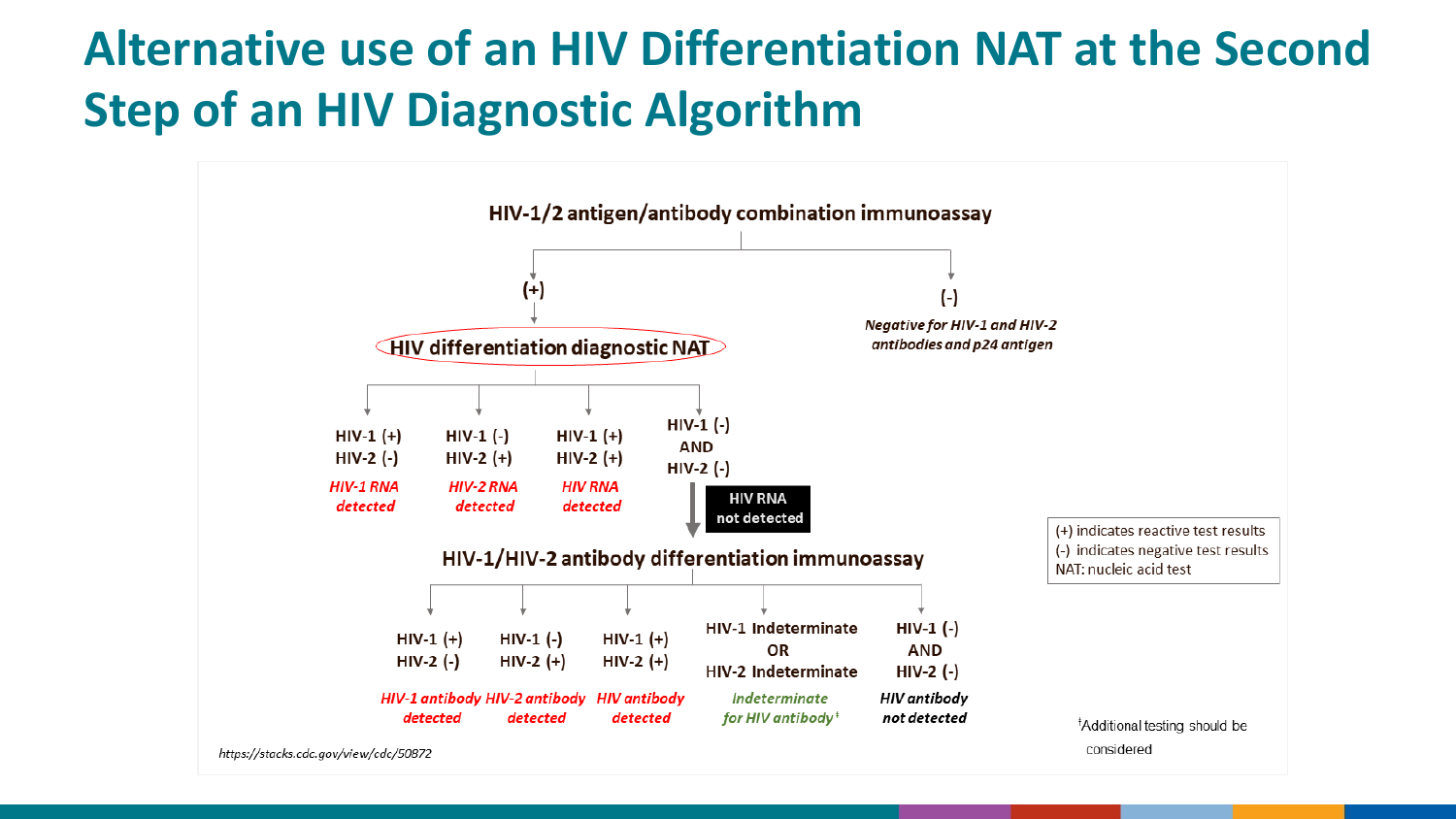# Alternative use of an HIV Differentiation NAT at the Second Step of an HIV Diagnostic Algorithm

**HIV-1/2 antigen/antibody combination immunoassay**

- **(+)** → **HIV differentiation diagnostic NAT**
  - HIV-1 (+) HIV-2 (-) — *HIV-1 RNA detected*
  - HIV-1 (-) HIV-2 (+) — *HIV-2 RNA detected*
  - HIV-1 (+) HIV-2 (+) — *HIV RNA detected*
  - HIV-1 (-) AND HIV-2 (-) — **HIV RNA not detected** → **HIV-1/HIV-2 antibody differentiation immunoassay**
    - HIV-1 (+) HIV-2 (-) — *HIV-1 antibody detected*
    - HIV-1 (-) HIV-2 (+) — *HIV-2 antibody detected*
    - HIV-1 (+) HIV-2 (+) — *HIV antibody detected*
    - HIV-1 Indeterminate OR HIV-2 Indeterminate — *Indeterminate for HIV antibody*[‡]
    - HIV-1 (-) AND HIV-2 (-) — *HIV antibody not detected*
- **(-)** — *Negative for HIV-1 and HIV-2 antibodies and p24 antigen*

(+) indicates reactive test results
(-) indicates negative test results
NAT: nucleic acid test

[‡]Additional testing should be considered

*https://stacks.cdc.gov/view/cdc/50872*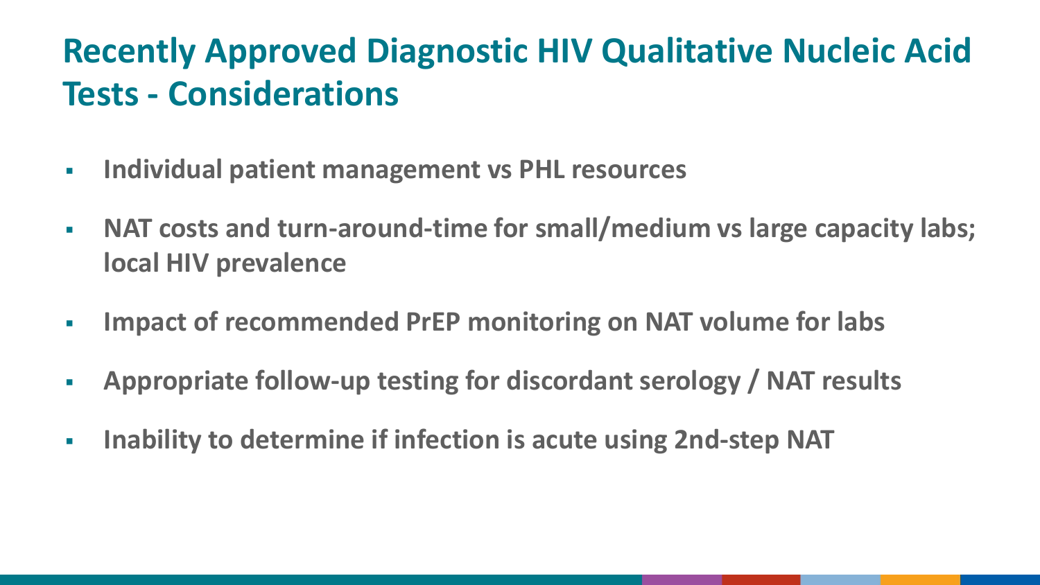# Recently Approved Diagnostic HIV Qualitative Nucleic Acid Tests - Considerations

- **Individual patient management vs PHL resources**
- **NAT costs and turn-around-time for small/medium vs large capacity labs; local HIV prevalence**
- **Impact of recommended PrEP monitoring on NAT volume for labs**
- **Appropriate follow-up testing for discordant serology / NAT results**
- **Inability to determine if infection is acute using 2nd-step NAT**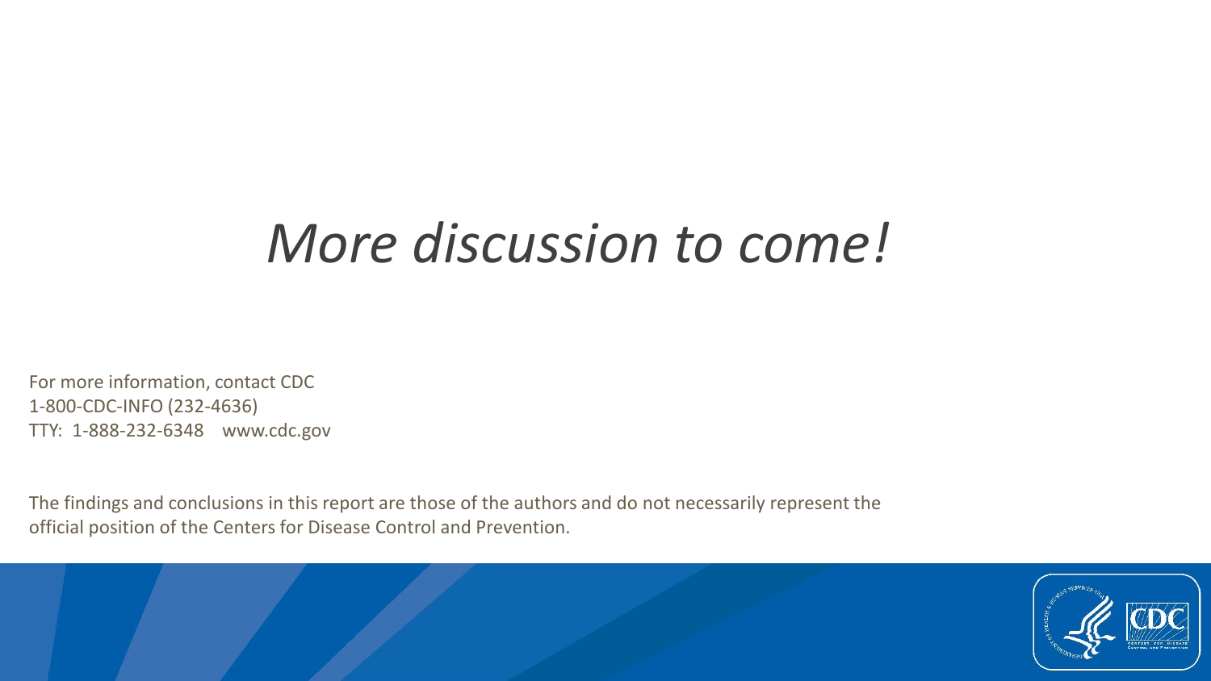# *More discussion to come!*

For more information, contact CDC
1-800-CDC-INFO (232-4636)
TTY: 1-888-232-6348    www.cdc.gov

The findings and conclusions in this report are those of the authors and do not necessarily represent the official position of the Centers for Disease Control and Prevention.